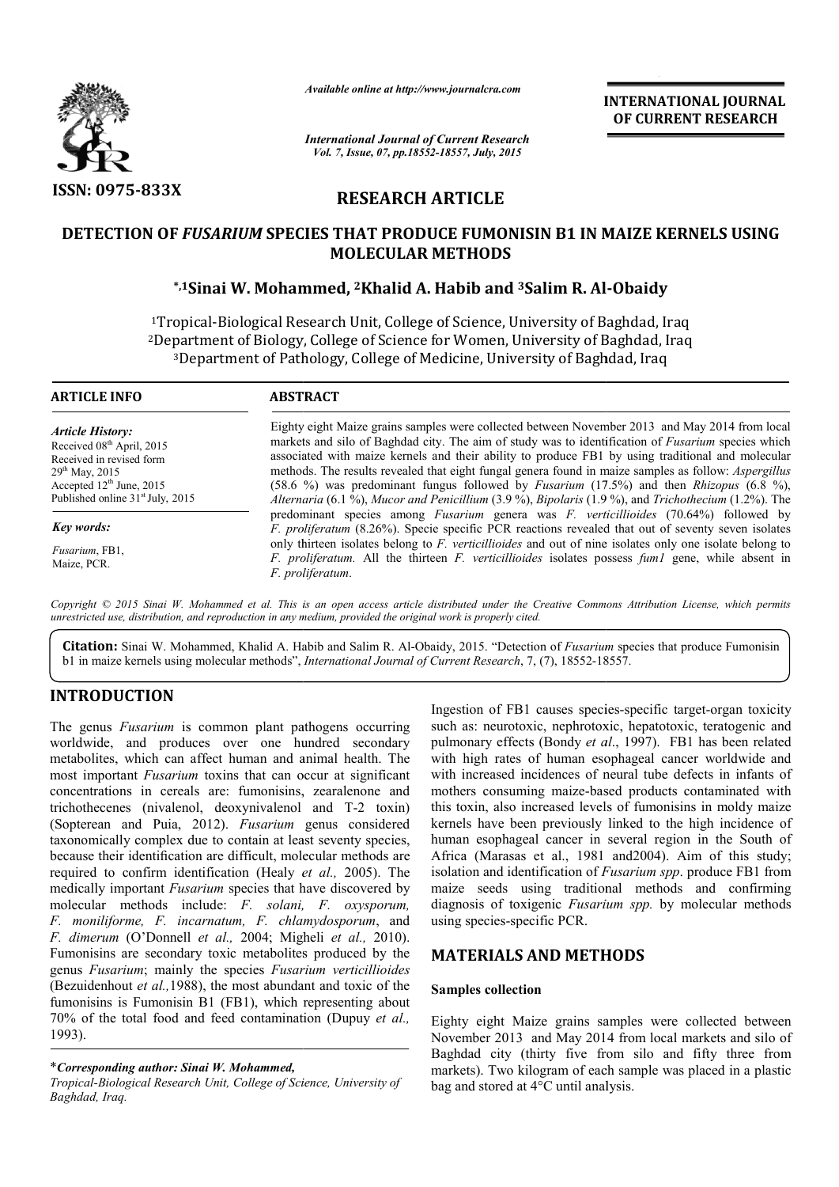RESEARCH ARTICLE

# DETECTION OF *FUSARIUM* SPECIES THAT PRODUCE FUMONISIN B1 IN MAIZE KERNELS USING MOLECULAR METHODS

**\*,[1]Sinai W. Mohammed, [2]Khalid A. Habib and [3]Salim R. Al-Obaidy**

[1]Tropical-Biological Research Unit, College of Science, University of Baghdad, Iraq
[2]Department of Biology, College of Science for Women, University of Baghdad, Iraq
[3]Department of Pathology, College of Medicine, University of Baghdad, Iraq

**ARTICLE INFO**

*Article History:*
Received 08th April, 2015
Received in revised form 29th May, 2015
Accepted 12th June, 2015
Published online 31st July, 2015

*Key words:*
*Fusarium*, FB1,
Maize, PCR.

**ABSTRACT**

Eighty eight Maize grains samples were collected between November 2013 and May 2014 from local markets and silo of Baghdad city. The aim of study was to identification of *Fusarium* species which associated with maize kernels and their ability to produce FB1 by using traditional and molecular methods. The results revealed that eight fungal genera found in maize samples as follow: *Aspergillus* (58.6 %) was predominant fungus followed by *Fusarium* (17.5%) and then *Rhizopus* (6.8 %), *Alternaria* (6.1 %), *Mucor and Penicillium* (3.9 %), *Bipolaris* (1.9 %), and *Trichothecium* (1.2%). The predominant species among *Fusarium* genera was *F. verticillioides* (70.64%) followed by *F. proliferatum* (8.26%). Specie specific PCR reactions revealed that out of seventy seven isolates only thirteen isolates belong to *F. verticillioides* and out of nine isolates only one isolate belong to *F. proliferatum*. All the thirteen *F. verticillioides* isolates possess *fum1* gene, while absent in *F. proliferatum*.

*Copyright © 2015 Sinai W. Mohammed et al. This is an open access article distributed under the Creative Commons Attribution License, which permits unrestricted use, distribution, and reproduction in any medium, provided the original work is properly cited.*

**Citation:** Sinai W. Mohammed, Khalid A. Habib and Salim R. Al-Obaidy, 2015. "Detection of *Fusarium* species that produce Fumonisin b1 in maize kernels using molecular methods", *International Journal of Current Research*, 7, (7), 18552-18557.

## INTRODUCTION

The genus *Fusarium* is common plant pathogens occurring worldwide, and produces over one hundred secondary metabolites, which can affect human and animal health. The most important *Fusarium* toxins that can occur at significant concentrations in cereals are: fumonisins, zearalenone and trichothecenes (nivalenol, deoxynivalenol and T-2 toxin) (Sopterean and Puia, 2012). *Fusarium* genus considered taxonomically complex due to contain at least seventy species, because their identification are difficult, molecular methods are required to confirm identification (Healy *et al.,* 2005). The medically important *Fusarium* species that have discovered by molecular methods include: *F. solani, F. oxysporum, F. moniliforme, F. incarnatum, F. chlamydosporum*, and *F. dimerum* (O'Donnell *et al.,* 2004; Migheli *et al.,* 2010). Fumonisins are secondary toxic metabolites produced by the genus *Fusarium*; mainly the species *Fusarium verticillioides* (Bezuidenhout *et al.,*1988), the most abundant and toxic of the fumonisins is Fumonisin B1 (FB1), which representing about 70% of the total food and feed contamination (Dupuy *et al.,* 1993).

Ingestion of FB1 causes species-specific target-organ toxicity such as: neurotoxic, nephrotoxic, hepatotoxic, teratogenic and pulmonary effects (Bondy *et al*., 1997). FB1 has been related with high rates of human esophageal cancer worldwide and with increased incidences of neural tube defects in infants of mothers consuming maize-based products contaminated with this toxin, also increased levels of fumonisins in moldy maize kernels have been previously linked to the high incidence of human esophageal cancer in several region in the South of Africa (Marasas et al., 1981 and2004). Aim of this study; isolation and identification of *Fusarium spp*. produce FB1 from maize seeds using traditional methods and confirming diagnosis of toxigenic *Fusarium spp.* by molecular methods using species-specific PCR.

## MATERIALS AND METHODS

### Samples collection

Eighty eight Maize grains samples were collected between November 2013 and May 2014 from local markets and silo of Baghdad city (thirty five from silo and fifty three from markets). Two kilogram of each sample was placed in a plastic bag and stored at 4°C until analysis.

\**Corresponding author: Sinai W. Mohammed,*
*Tropical-Biological Research Unit, College of Science, University of Baghdad, Iraq.*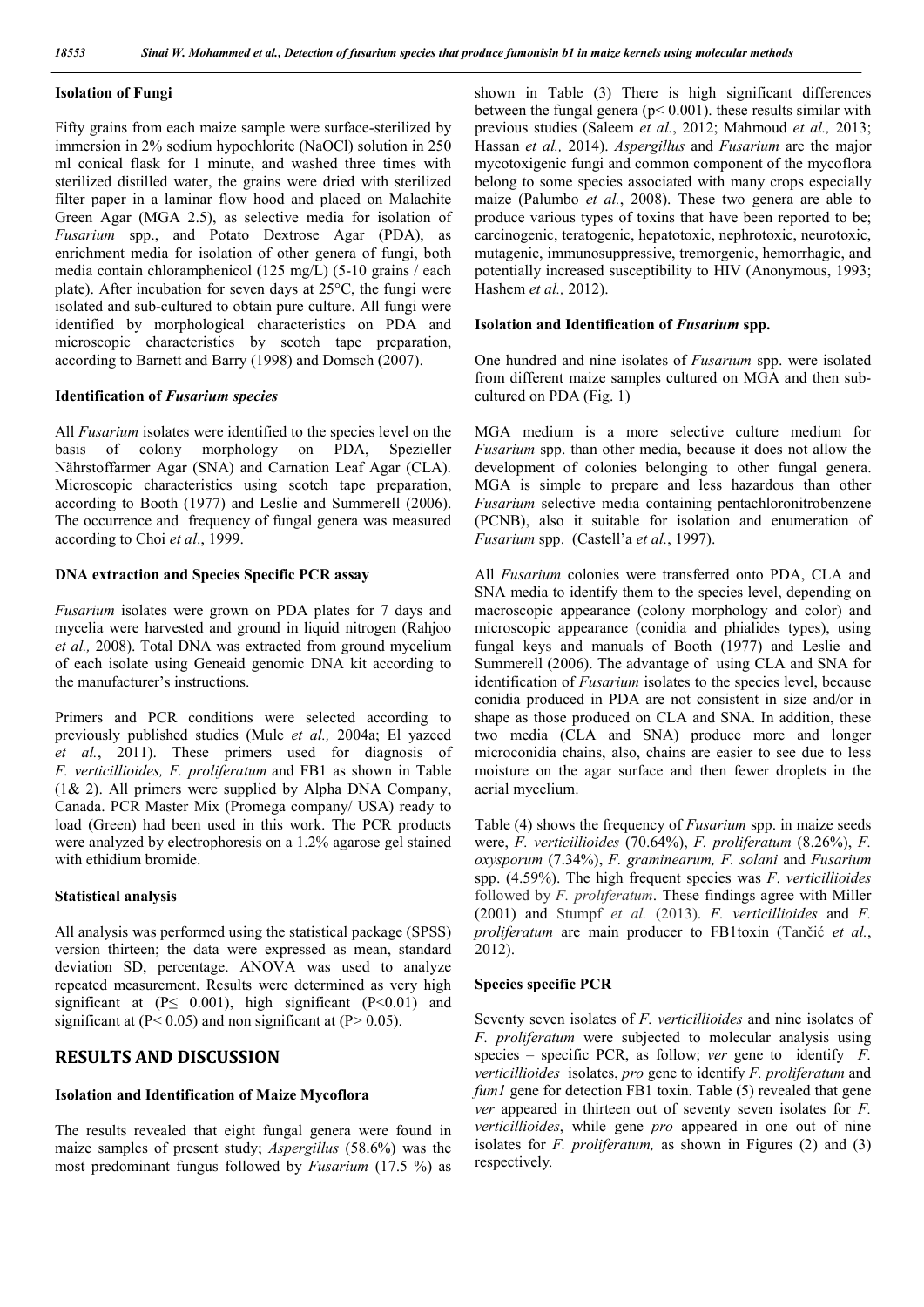### Isolation of Fungi

Fifty grains from each maize sample were surface-sterilized by immersion in 2% sodium hypochlorite ($NaOCl$) solution in 250 ml conical flask for 1 minute, and washed three times with sterilized distilled water, the grains were dried with sterilized filter paper in a laminar flow hood and placed on Malachite Green Agar (MGA 2.5), as selective media for isolation of *Fusarium* spp., and Potato Dextrose Agar (PDA), as enrichment media for isolation of other genera of fungi, both media contain chloramphenicol (125 mg/L) (5-10 grains / each plate). After incubation for seven days at 25°C, the fungi were isolated and sub-cultured to obtain pure culture. All fungi were identified by morphological characteristics on PDA and microscopic characteristics by scotch tape preparation, according to Barnett and Barry (1998) and Domsch (2007).

### Identification of *Fusarium species*

All *Fusarium* isolates were identified to the species level on the basis of colony morphology on PDA, Spezieller Nährstoffarmer Agar (SNA) and Carnation Leaf Agar (CLA). Microscopic characteristics using scotch tape preparation, according to Booth (1977) and Leslie and Summerell (2006). The occurrence and frequency of fungal genera was measured according to Choi *et al*., 1999.

### DNA extraction and Species Specific PCR assay

*Fusarium* isolates were grown on PDA plates for 7 days and mycelia were harvested and ground in liquid nitrogen (Rahjoo *et al.,* 2008). Total DNA was extracted from ground mycelium of each isolate using Geneaid genomic DNA kit according to the manufacturer's instructions.

Primers and PCR conditions were selected according to previously published studies (Mule *et al.,* 2004a; El yazeed *et al.*, 2011). These primers used for diagnosis of *F. verticillioides, F. proliferatum* and FB1 as shown in Table (1& 2). All primers were supplied by Alpha DNA Company, Canada. PCR Master Mix (Promega company/ USA) ready to load (Green) had been used in this work. The PCR products were analyzed by electrophoresis on a 1.2% agarose gel stained with ethidium bromide.

### Statistical analysis

All analysis was performed using the statistical package (SPSS) version thirteen; the data were expressed as mean, standard deviation SD, percentage. ANOVA was used to analyze repeated measurement. Results were determined as very high significant at ($P \leq 0.001$), high significant ($P<0.01$) and significant at ($P< 0.05$) and non significant at ($P> 0.05$).

## RESULTS AND DISCUSSION

### Isolation and Identification of Maize Mycoflora

The results revealed that eight fungal genera were found in maize samples of present study; *Aspergillus* (58.6%) was the most predominant fungus followed by *Fusarium* (17.5 %) as shown in Table (3) There is high significant differences between the fungal genera ($p< 0.001$). these results similar with previous studies (Saleem *et al.*, 2012; Mahmoud *et al.,* 2013; Hassan *et al.,* 2014). *Aspergillus* and *Fusarium* are the major mycotoxigenic fungi and common component of the mycoflora belong to some species associated with many crops especially maize (Palumbo *et al.*, 2008). These two genera are able to produce various types of toxins that have been reported to be; carcinogenic, teratogenic, hepatotoxic, nephrotoxic, neurotoxic, mutagenic, immunosuppressive, tremorgenic, hemorrhagic, and potentially increased susceptibility to HIV (Anonymous, 1993; Hashem *et al.,* 2012).

### Isolation and Identification of *Fusarium* spp.

One hundred and nine isolates of *Fusarium* spp. were isolated from different maize samples cultured on MGA and then sub-cultured on PDA (Fig. 1)

MGA medium is a more selective culture medium for *Fusarium* spp. than other media, because it does not allow the development of colonies belonging to other fungal genera. MGA is simple to prepare and less hazardous than other *Fusarium* selective media containing pentachloronitrobenzene (PCNB), also it suitable for isolation and enumeration of *Fusarium* spp. (Castell'a *et al.*, 1997).

All *Fusarium* colonies were transferred onto PDA, CLA and SNA media to identify them to the species level, depending on macroscopic appearance (colony morphology and color) and microscopic appearance (conidia and phialides types), using fungal keys and manuals of Booth (1977) and Leslie and Summerell (2006). The advantage of using CLA and SNA for identification of *Fusarium* isolates to the species level, because conidia produced in PDA are not consistent in size and/or in shape as those produced on CLA and SNA. In addition, these two media (CLA and SNA) produce more and longer microconidia chains, also, chains are easier to see due to less moisture on the agar surface and then fewer droplets in the aerial mycelium.

Table (4) shows the frequency of *Fusarium* spp. in maize seeds were, *F. verticillioides* (70.64%), *F. proliferatum* (8.26%), *F. oxysporum* (7.34%), *F. graminearum, F. solani* and *Fusarium* spp. (4.59%). The high frequent species was *F*. *verticillioides* followed by *F. proliferatum*. These findings agree with Miller (2001) and Stumpf *et al.* (2013). *F. verticillioides* and *F. proliferatum* are main producer to FB1toxin (Tančić *et al.*, 2012).

### Species specific PCR

Seventy seven isolates of *F. verticillioides* and nine isolates of *F. proliferatum* were subjected to molecular analysis using species – specific PCR, as follow; *ver* gene to identify *F. verticillioides* isolates, *pro* gene to identify *F. proliferatum* and *fum1* gene for detection FB1 toxin. Table (5) revealed that gene *ver* appeared in thirteen out of seventy seven isolates for *F. verticillioides*, while gene *pro* appeared in one out of nine isolates for *F. proliferatum,* as shown in Figures (2) and (3) respectively.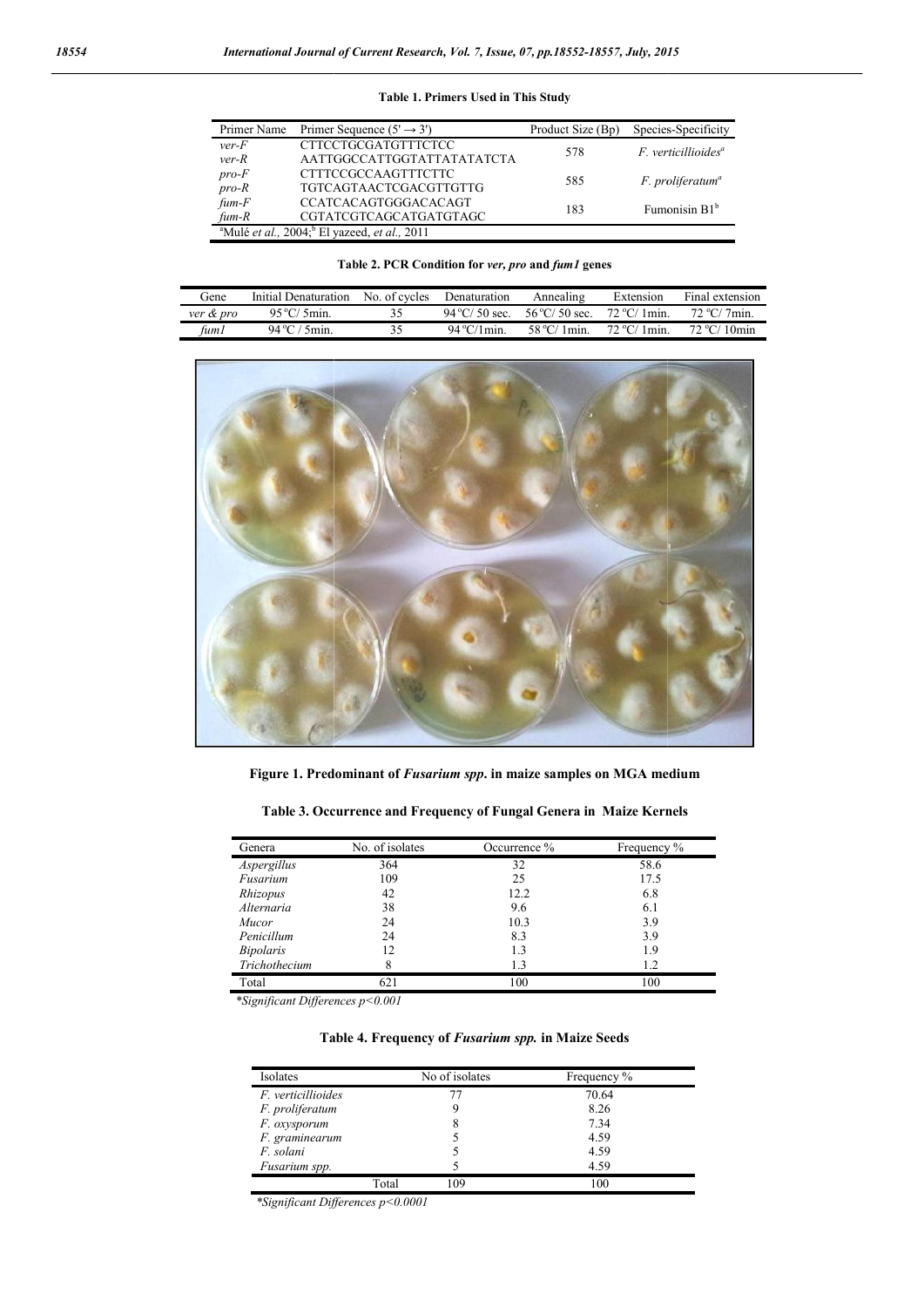**Table 1. Primers Used in This Study**

| Primer Name | Primer Sequence (5' → 3') | Product Size (Bp) | Species-Specificity |
|---|---|---|---|
| *ver-F* | CTTCCTGCGATGTTTCTCC | 578 | *F. verticillioides*[a] |
| *ver-R* | AATTGGCCATTGGTATTATATATCTA | | |
| *pro-F* | CTTTCCGCCAAGTTTCTTC | 585 | *F. proliferatum*[a] |
| *pro-R* | TGTCAGTAACTCGACGTTGTTG | | |
| *fum-F* | CCATCACAGTGGGACACAGT | 183 | Fumonisin B1[b] |
| *fum-R* | CGTATCGTCAGCATGATGTAGC | | |

[a]Mulé *et al.,* 2004;[b] El yazeed, *et al.,* 2011

**Table 2. PCR Condition for *ver, pro* and *fum1* genes**

| Gene | Initial Denaturation | No. of cycles | Denaturation | Annealing | Extension | Final extension |
|---|---|---|---|---|---|---|
| *ver & pro* | 95 ºC/ 5min. | 35 | 94 ºC/ 50 sec. | 56 ºC/ 50 sec. | 72 ºC/ 1min. | 72 ºC/ 7min. |
| *fum1* | 94 ºC / 5min. | 35 | 94 ºC/1min. | 58 ºC/ 1min. | 72 ºC/ 1min. | 72 ºC/ 10min |

**Figure 1. Predominant of *Fusarium spp*. in maize samples on MGA medium**

**Table 3. Occurrence and Frequency of Fungal Genera in Maize Kernels**

| Genera | No. of isolates | Occurrence % | Frequency % |
|---|---|---|---|
| *Aspergillus* | 364 | 32 | 58.6 |
| *Fusarium* | 109 | 25 | 17.5 |
| *Rhizopus* | 42 | 12.2 | 6.8 |
| *Alternaria* | 38 | 9.6 | 6.1 |
| *Mucor* | 24 | 10.3 | 3.9 |
| *Penicillum* | 24 | 8.3 | 3.9 |
| *Bipolaris* | 12 | 1.3 | 1.9 |
| *Trichothecium* | 8 | 1.3 | 1.2 |
| Total | 621 | 100 | 100 |

*\*Significant Differences p<0.001*

**Table 4. Frequency of *Fusarium spp.* in Maize Seeds**

| Isolates | No of isolates | Frequency % |
|---|---|---|
| *F. verticillioides* | 77 | 70.64 |
| *F. proliferatum* | 9 | 8.26 |
| *F. oxysporum* | 8 | 7.34 |
| *F. graminearum* | 5 | 4.59 |
| *F. solani* | 5 | 4.59 |
| *Fusarium spp.* | 5 | 4.59 |
| Total | 109 | 100 |

*\*Significant Differences p<0.0001*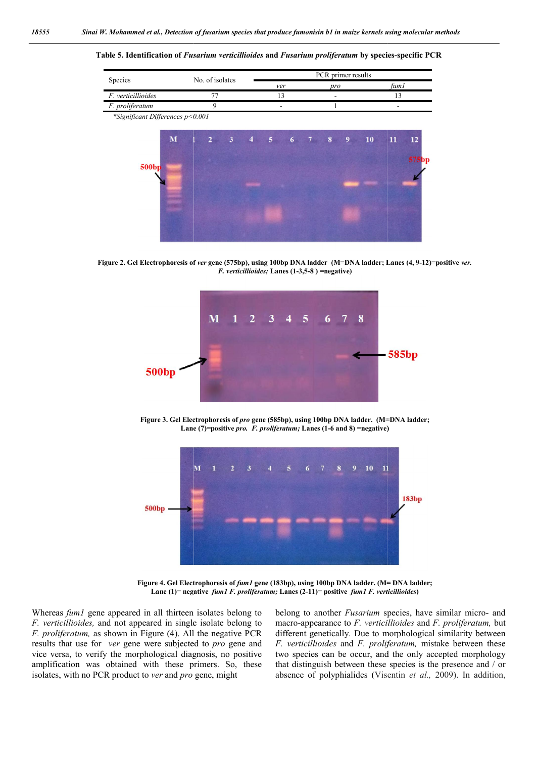**Table 5. Identification of *Fusarium verticillioides* and *Fusarium proliferatum* by species-specific PCR**

| Species | No. of isolates | PCR primer results | | |
|---|---|---|---|---|
| | | *ver* | *pro* | *fum1* |
| *F. verticillioides* | 77 | 13 | - | 13 |
| *F. proliferatum* | 9 | - | 1 | - |

*\*Significant Differences p<0.001*

**Figure 2. Gel Electrophoresis of *ver* gene (575bp), using 100bp DNA ladder (M=DNA ladder; Lanes (4, 9-12)=positive *ver. F. verticillioides;* Lanes (1-3,5-8 ) =negative)**

**Figure 3. Gel Electrophoresis of *pro* gene (585bp), using 100bp DNA ladder. (M=DNA ladder; Lane (7)=positive *pro. F. proliferatum;* Lanes (1-6 and 8) =negative)**

**Figure 4. Gel Electrophoresis of *fum1* gene (183bp), using 100bp DNA ladder. (M= DNA ladder; Lane (1)= negative *fum1 F. proliferatum;* Lanes (2-11)= positive *fum1 F. verticillioides*)**

Whereas *fum1* gene appeared in all thirteen isolates belong to *F. verticillioides,* and not appeared in single isolate belong to *F. proliferatum,* as shown in Figure (4). All the negative PCR results that use for *ver* gene were subjected to *pro* gene and vice versa, to verify the morphological diagnosis, no positive amplification was obtained with these primers. So, these isolates, with no PCR product to *ver* and *pro* gene, might belong to another *Fusarium* species, have similar micro- and macro-appearance to *F. verticillioides* and *F. proliferatum,* but different genetically. Due to morphological similarity between *F. verticillioides* and *F. proliferatum,* mistake between these two species can be occur, and the only accepted morphology that distinguish between these species is the presence and / or absence of polyphialides (Visentin *et al.,* 2009). In addition,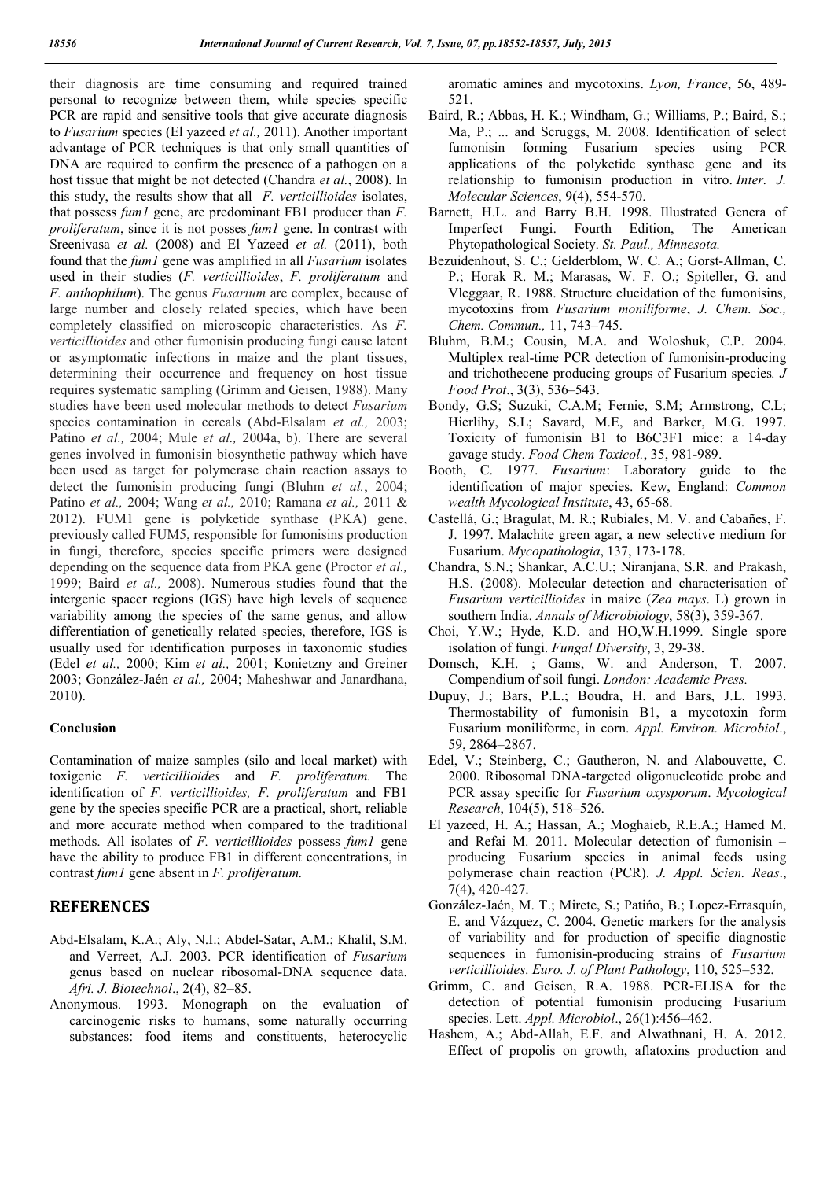their diagnosis are time consuming and required trained personal to recognize between them, while species specific PCR are rapid and sensitive tools that give accurate diagnosis to *Fusarium* species (El yazeed *et al.,* 2011). Another important advantage of PCR techniques is that only small quantities of DNA are required to confirm the presence of a pathogen on a host tissue that might be not detected (Chandra *et al.*, 2008). In this study, the results show that all *F. verticillioides* isolates, that possess *fum1* gene, are predominant FB1 producer than *F. proliferatum*, since it is not posses *fum1* gene. In contrast with Sreenivasa *et al.* (2008) and El Yazeed *et al.* (2011), both found that the *fum1* gene was amplified in all *Fusarium* isolates used in their studies (*F. verticillioides*, *F. proliferatum* and *F. anthophilum*). The genus *Fusarium* are complex, because of large number and closely related species, which have been completely classified on microscopic characteristics. As *F. verticillioides* and other fumonisin producing fungi cause latent or asymptomatic infections in maize and the plant tissues, determining their occurrence and frequency on host tissue requires systematic sampling (Grimm and Geisen, 1988). Many studies have been used molecular methods to detect *Fusarium* species contamination in cereals (Abd-Elsalam *et al.,* 2003; Patino *et al.,* 2004; Mule *et al.,* 2004a, b). There are several genes involved in fumonisin biosynthetic pathway which have been used as target for polymerase chain reaction assays to detect the fumonisin producing fungi (Bluhm *et al.*, 2004; Patino *et al.,* 2004; Wang *et al.,* 2010; Ramana *et al.,* 2011 & 2012). FUM1 gene is polyketide synthase (PKA) gene, previously called FUM5, responsible for fumonisins production in fungi, therefore, species specific primers were designed depending on the sequence data from PKA gene (Proctor *et al.,* 1999; Baird *et al.,* 2008). Numerous studies found that the intergenic spacer regions (IGS) have high levels of sequence variability among the species of the same genus, and allow differentiation of genetically related species, therefore, IGS is usually used for identification purposes in taxonomic studies (Edel *et al.,* 2000; Kim *et al.,* 2001; Konietzny and Greiner 2003; González-Jaén *et al.,* 2004; Maheshwar and Janardhana, 2010).

## Conclusion

Contamination of maize samples (silo and local market) with toxigenic *F. verticillioides* and *F. proliferatum.* The identification of *F. verticillioides, F. proliferatum* and FB1 gene by the species specific PCR are a practical, short, reliable and more accurate method when compared to the traditional methods. All isolates of *F. verticillioides* possess *fum1* gene have the ability to produce FB1 in different concentrations, in contrast *fum1* gene absent in *F. proliferatum.*

## REFERENCES

Abd-Elsalam, K.A.; Aly, N.I.; Abdel-Satar, A.M.; Khalil, S.M. and Verreet, A.J. 2003. PCR identification of *Fusarium* genus based on nuclear ribosomal-DNA sequence data. *Afri. J. Biotechnol*., 2(4), 82–85.

Anonymous. 1993. Monograph on the evaluation of carcinogenic risks to humans, some naturally occurring substances: food items and constituents, heterocyclic aromatic amines and mycotoxins. *Lyon, France*, 56, 489-521.

Baird, R.; Abbas, H. K.; Windham, G.; Williams, P.; Baird, S.; Ma, P.; ... and Scruggs, M. 2008. Identification of select fumonisin forming Fusarium species using PCR applications of the polyketide synthase gene and its relationship to fumonisin production in vitro. *Inter. J. Molecular Sciences*, 9(4), 554-570.

Barnett, H.L. and Barry B.H. 1998. Illustrated Genera of Imperfect Fungi. Fourth Edition, The American Phytopathological Society. *St. Paul., Minnesota.*

Bezuidenhout, S. C.; Gelderblom, W. C. A.; Gorst-Allman, C. P.; Horak R. M.; Marasas, W. F. O.; Spiteller, G. and Vleggaar, R. 1988. Structure elucidation of the fumonisins, mycotoxins from *Fusarium moniliforme*, *J. Chem. Soc., Chem. Commun.,* 11, 743–745.

Bluhm, B.M.; Cousin, M.A. and Woloshuk, C.P. 2004. Multiplex real-time PCR detection of fumonisin-producing and trichothecene producing groups of Fusarium species*. J Food Prot*., 3(3), 536–543.

Bondy, G.S; Suzuki, C.A.M; Fernie, S.M; Armstrong, C.L; Hierlihy, S.L; Savard, M.E, and Barker, M.G. 1997. Toxicity of fumonisin B1 to B6C3F1 mice: a 14-day gavage study. *Food Chem Toxicol.*, 35, 981-989.

Booth, C. 1977. *Fusarium*: Laboratory guide to the identification of major species. Kew, England: *Common wealth Mycological Institute*, 43, 65-68.

Castellá, G.; Bragulat, M. R.; Rubiales, M. V. and Cabañes, F. J. 1997. Malachite green agar, a new selective medium for Fusarium. *Mycopathologia*, 137, 173-178.

Chandra, S.N.; Shankar, A.C.U.; Niranjana, S.R. and Prakash, H.S. (2008). Molecular detection and characterisation of *Fusarium verticillioides* in maize (*Zea mays*. L) grown in southern India. *Annals of Microbiology*, 58(3), 359-367.

Choi, Y.W.; Hyde, K.D. and HO,W.H.1999. Single spore isolation of fungi. *Fungal Diversity*, 3, 29-38.

Domsch, K.H. ; Gams, W. and Anderson, T. 2007. Compendium of soil fungi. *London: Academic Press.*

Dupuy, J.; Bars, P.L.; Boudra, H. and Bars, J.L. 1993. Thermostability of fumonisin B1, a mycotoxin form Fusarium moniliforme, in corn. *Appl. Environ. Microbiol*., 59, 2864–2867.

Edel, V.; Steinberg, C.; Gautheron, N. and Alabouvette, C. 2000. Ribosomal DNA-targeted oligonucleotide probe and PCR assay specific for *Fusarium oxysporum*. *Mycological Research*, 104(5), 518–526.

El yazeed, H. A.; Hassan, A.; Moghaieb, R.E.A.; Hamed M. and Refai M. 2011. Molecular detection of fumonisin – producing Fusarium species in animal feeds using polymerase chain reaction (PCR). *J. Appl. Scien. Reas*., 7(4), 420-427.

González-Jaén, M. T.; Mirete, S.; Patińo, B.; Lopez-Errasquín, E. and Vázquez, C. 2004. Genetic markers for the analysis of variability and for production of specific diagnostic sequences in fumonisin-producing strains of *Fusarium verticillioides*. *Euro. J. of Plant Pathology*, 110, 525–532.

Grimm, C. and Geisen, R.A. 1988. PCR-ELISA for the detection of potential fumonisin producing Fusarium species. Lett. *Appl. Microbiol*., 26(1):456–462.

Hashem, A.; Abd-Allah, E.F. and Alwathnani, H. A. 2012. Effect of propolis on growth, aflatoxins production and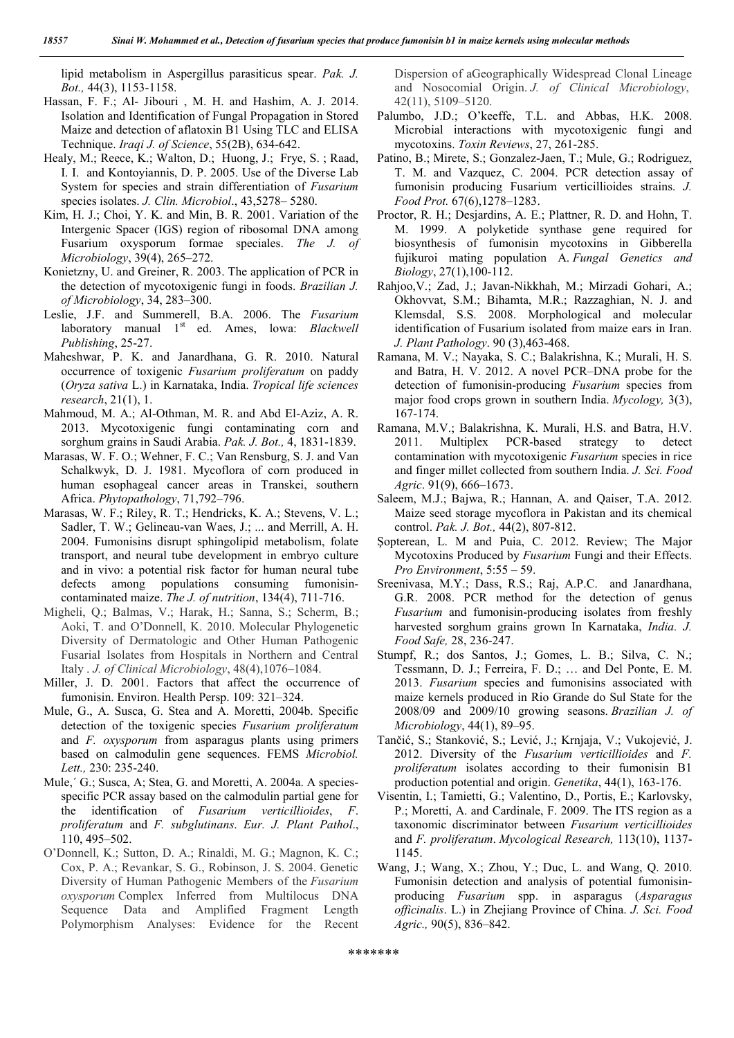lipid metabolism in Aspergillus parasiticus spear. *Pak. J. Bot.,* 44(3), 1153-1158.

Hassan, F. F.; Al- Jibouri , M. H. and Hashim, A. J. 2014. Isolation and Identification of Fungal Propagation in Stored Maize and detection of aflatoxin B1 Using TLC and ELISA Technique. *Iraqi J. of Science*, 55(2B), 634-642.

Healy, M.; Reece, K.; Walton, D.; Huong, J.; Frye, S. ; Raad, I. I. and Kontoyiannis, D. P. 2005. Use of the Diverse Lab System for species and strain differentiation of *Fusarium* species isolates. *J. Clin. Microbiol*., 43,5278– 5280.

Kim, H. J.; Choi, Y. K. and Min, B. R. 2001. Variation of the Intergenic Spacer (IGS) region of ribosomal DNA among Fusarium oxysporum formae speciales. *The J. of Microbiology*, 39(4), 265–272.

Konietzny, U. and Greiner, R. 2003. The application of PCR in the detection of mycotoxigenic fungi in foods. *Brazilian J. of Microbiology*, 34, 283–300.

Leslie, J.F. and Summerell, B.A. 2006. The *Fusarium* laboratory manual 1st ed. Ames, lowa: *Blackwell Publishing*, 25-27.

Maheshwar, P. K. and Janardhana, G. R. 2010. Natural occurrence of toxigenic *Fusarium proliferatum* on paddy (*Oryza sativa* L.) in Karnataka, India. *Tropical life sciences research*, 21(1), 1.

Mahmoud, M. A.; Al-Othman, M. R. and Abd El-Aziz, A. R. 2013. Mycotoxigenic fungi contaminating corn and sorghum grains in Saudi Arabia. *Pak. J. Bot.,* 4, 1831-1839.

Marasas, W. F. O.; Wehner, F. C.; Van Rensburg, S. J. and Van Schalkwyk, D. J. 1981. Mycoflora of corn produced in human esophageal cancer areas in Transkei, southern Africa. *Phytopathology*, 71,792–796.

Marasas, W. F.; Riley, R. T.; Hendricks, K. A.; Stevens, V. L.; Sadler, T. W.; Gelineau-van Waes, J.; ... and Merrill, A. H. 2004. Fumonisins disrupt sphingolipid metabolism, folate transport, and neural tube development in embryo culture and in vivo: a potential risk factor for human neural tube defects among populations consuming fumonisin-contaminated maize. *The J. of nutrition*, 134(4), 711-716.

Migheli, Q.; Balmas, V.; Harak, H.; Sanna, S.; Scherm, B.; Aoki, T. and O'Donnell, K. 2010. Molecular Phylogenetic Diversity of Dermatologic and Other Human Pathogenic Fusarial Isolates from Hospitals in Northern and Central Italy . *J. of Clinical Microbiology*, 48(4),1076–1084.

Miller, J. D. 2001. Factors that affect the occurrence of fumonisin. Environ. Health Persp. 109: 321–324.

Mule, G., A. Susca, G. Stea and A. Moretti, 2004b. Specific detection of the toxigenic species *Fusarium proliferatum* and *F. oxysporum* from asparagus plants using primers based on calmodulin gene sequences. FEMS *Microbiol. Lett.,* 230: 235-240.

Mule,´ G.; Susca, A; Stea, G. and Moretti, A. 2004a. A species-specific PCR assay based on the calmodulin partial gene for the identification of *Fusarium verticillioides*, *F. proliferatum* and *F. subglutinans*. *Eur. J. Plant Pathol*., 110, 495–502.

O'Donnell, K.; Sutton, D. A.; Rinaldi, M. G.; Magnon, K. C.; Cox, P. A.; Revankar, S. G., Robinson, J. S. 2004. Genetic Diversity of Human Pathogenic Members of the *Fusarium oxysporum* Complex Inferred from Multilocus DNA Sequence Data and Amplified Fragment Length Polymorphism Analyses: Evidence for the Recent Dispersion of aGeographically Widespread Clonal Lineage and Nosocomial Origin. *J. of Clinical Microbiology*, 42(11), 5109–5120.

Palumbo, J.D.; O'keeffe, T.L. and Abbas, H.K. 2008. Microbial interactions with mycotoxigenic fungi and mycotoxins. *Toxin Reviews*, 27, 261-285.

Patino, B.; Mirete, S.; Gonzalez-Jaen, T.; Mule, G.; Rodriguez, T. M. and Vazquez, C. 2004. PCR detection assay of fumonisin producing Fusarium verticillioides strains. *J. Food Prot.* 67(6),1278–1283.

Proctor, R. H.; Desjardins, A. E.; Plattner, R. D. and Hohn, T. M. 1999. A polyketide synthase gene required for biosynthesis of fumonisin mycotoxins in Gibberella fujikuroi mating population A. *Fungal Genetics and Biology*, 27(1),100-112.

Rahjoo,V.; Zad, J.; Javan-Nikkhah, M.; Mirzadi Gohari, A.; Okhovvat, S.M.; Bihamta, M.R.; Razzaghian, N. J. and Klemsdal, S.S. 2008. Morphological and molecular identification of Fusarium isolated from maize ears in Iran. *J. Plant Pathology*. 90 (3),463-468.

Ramana, M. V.; Nayaka, S. C.; Balakrishna, K.; Murali, H. S. and Batra, H. V. 2012. A novel PCR–DNA probe for the detection of fumonisin-producing *Fusarium* species from major food crops grown in southern India. *Mycology,* 3(3), 167-174.

Ramana, M.V.; Balakrishna, K. Murali, H.S. and Batra, H.V. 2011. Multiplex PCR-based strategy to detect contamination with mycotoxigenic *Fusarium* species in rice and finger millet collected from southern India. *J. Sci. Food Agric*. 91(9), 666–1673.

Saleem, M.J.; Bajwa, R.; Hannan, A. and Qaiser, T.A. 2012. Maize seed storage mycoflora in Pakistan and its chemical control. *Pak. J. Bot.,* 44(2), 807-812.

Şopterean, L. M and Puia, C. 2012. Review; The Major Mycotoxins Produced by *Fusarium* Fungi and their Effects. *Pro Environment*, 5:55 – 59.

Sreenivasa, M.Y.; Dass, R.S.; Raj, A.P.C. and Janardhana, G.R. 2008. PCR method for the detection of genus *Fusarium* and fumonisin-producing isolates from freshly harvested sorghum grains grown In Karnataka, *India. J. Food Safe,* 28, 236-247.

Stumpf, R.; dos Santos, J.; Gomes, L. B.; Silva, C. N.; Tessmann, D. J.; Ferreira, F. D.; … and Del Ponte, E. M. 2013. *Fusarium* species and fumonisins associated with maize kernels produced in Rio Grande do Sul State for the 2008/09 and 2009/10 growing seasons. *Brazilian J. of Microbiology*, 44(1), 89–95.

Tančić, S.; Stanković, S.; Lević, J.; Krnjaja, V.; Vukojević, J. 2012. Diversity of the *Fusarium verticillioides* and *F. proliferatum* isolates according to their fumonisin B1 production potential and origin. *Genetika*, 44(1), 163-176.

Visentin, I.; Tamietti, G.; Valentino, D., Portis, E.; Karlovsky, P.; Moretti, A. and Cardinale, F. 2009. The ITS region as a taxonomic discriminator between *Fusarium verticillioides* and *F. proliferatum*. *Mycological Research,* 113(10), 1137-1145.

Wang, J.; Wang, X.; Zhou, Y.; Duc, L. and Wang, Q. 2010. Fumonisin detection and analysis of potential fumonisin-producing *Fusarium* spp. in asparagus (*Asparagus officinalis*. L.) in Zhejiang Province of China. *J. Sci. Food Agric.,* 90(5), 836–842.

\*\*\*\*\*\*\*